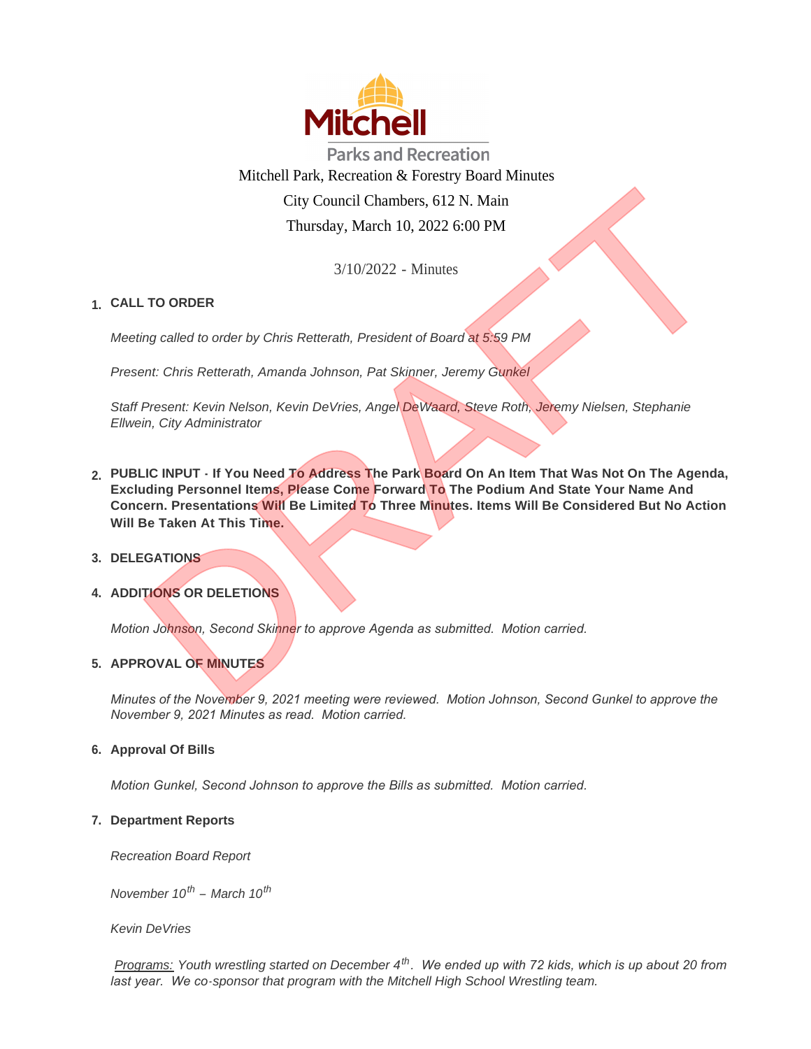Mitchell Parks and Recreation

Mitchell Park, Recreation & Forestry Board Minutes

City Council Chambers, 612 N. Main

Thursday, March 10, 2022 6:00 PM

3/10/2022 - Minutes

**1. CALL TO ORDER**

*Meeting called to order by Chris Retterath, President of Board at 5:59 PM*

*Present: Chris Retterath, Amanda Johnson, Pat Skinner, Jeremy Gunkel*

*Staff Present: Kevin Nelson, Kevin DeVries, Angel DeWaard, Steve Roth, Jeremy Nielsen, Stephanie Ellwein, City Administrator*

**2. PUBLIC INPUT - If You Need To Address The Park Board On An Item That Was Not On The Agenda, Excluding Personnel Items, Please Come Forward To The Podium And State Your Name And Concern. Presentations Will Be Limited To Three Minutes. Items Will Be Considered But No Action Will Be Taken At This Time.**

**3. DELEGATIONS**

**4. ADDITIONS OR DELETIONS**

*Motion Johnson, Second Skinner to approve Agenda as submitted. Motion carried.*

**5. APPROVAL OF MINUTES**

*Minutes of the November 9, 2021 meeting were reviewed. Motion Johnson, Second Gunkel to approve the November 9, 2021 Minutes as read. Motion carried.*

**6. Approval Of Bills**

*Motion Gunkel, Second Johnson to approve the Bills as submitted. Motion carried.*

**7. Department Reports**

*Recreation Board Report*

*November 10th – March 10th*

*Kevin DeVries*

*Programs: Youth wrestling started on December 4th. We ended up with 72 kids, which is up about 20 from last year. We co-sponsor that program with the Mitchell High School Wrestling team.*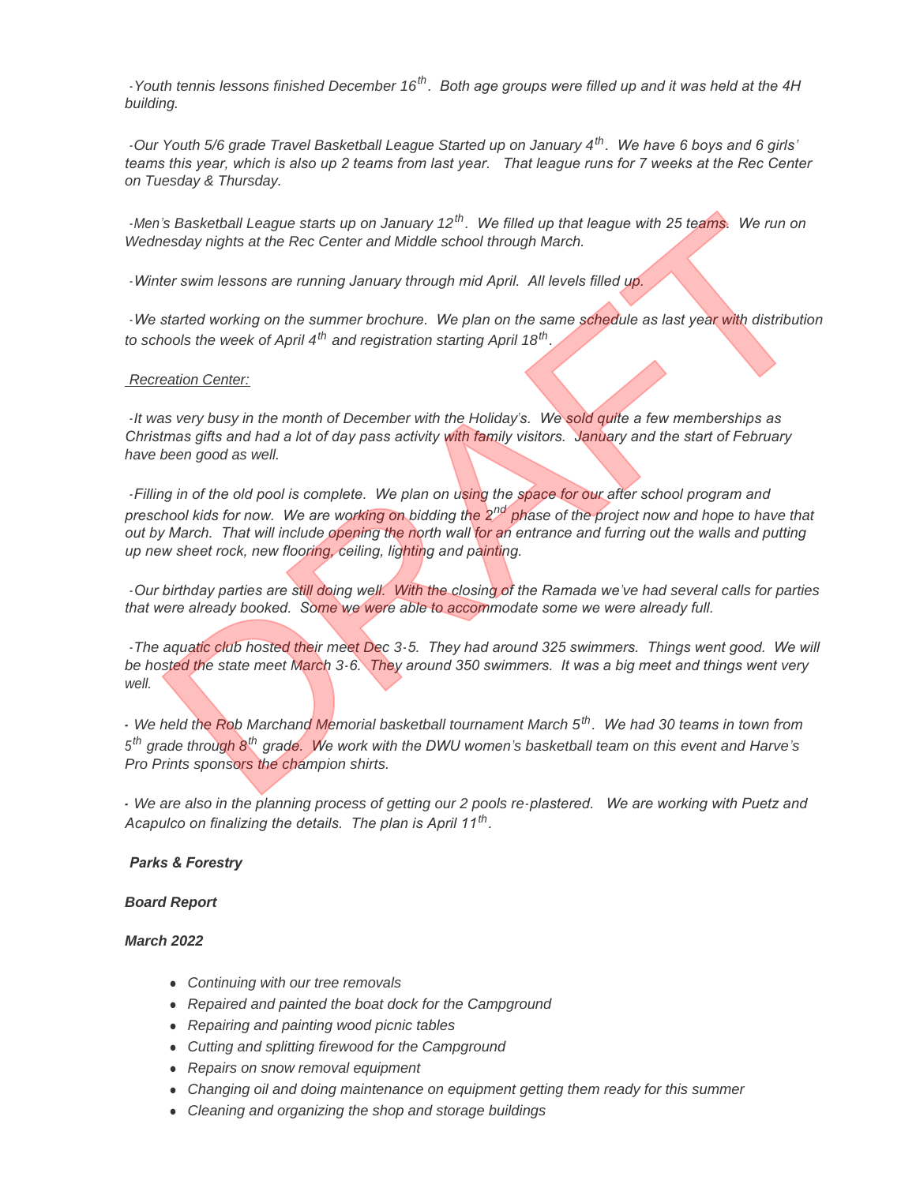*-Youth tennis lessons finished December 16th. Both age groups were filled up and it was held at the 4H building.*

*-Our Youth 5/6 grade Travel Basketball League Started up on January 4th. We have 6 boys and 6 girls' teams this year, which is also up 2 teams from last year. That league runs for 7 weeks at the Rec Center on Tuesday & Thursday.*

*-Men's Basketball League starts up on January 12th. We filled up that league with 25 teams. We run on Wednesday nights at the Rec Center and Middle school through March.*

*-Winter swim lessons are running January through mid April. All levels filled up.*

*-We started working on the summer brochure. We plan on the same schedule as last year with distribution to schools the week of April 4th and registration starting April 18th.*

*Recreation Center:*

*-It was very busy in the month of December with the Holiday's. We sold quite a few memberships as Christmas gifts and had a lot of day pass activity with family visitors. January and the start of February have been good as well.*

*-Filling in of the old pool is complete. We plan on using the space for our after school program and preschool kids for now. We are working on bidding the 2nd phase of the project now and hope to have that out by March. That will include opening the north wall for an entrance and furring out the walls and putting up new sheet rock, new flooring, ceiling, lighting and painting.*

*-Our birthday parties are still doing well. With the closing of the Ramada we've had several calls for parties that were already booked. Some we were able to accommodate some we were already full.*

*-The aquatic club hosted their meet Dec 3-5. They had around 325 swimmers. Things went good. We will be hosted the state meet March 3-6. They around 350 swimmers. It was a big meet and things went very well.*

*- We held the Rob Marchand Memorial basketball tournament March 5th. We had 30 teams in town from 5th grade through 8th grade. We work with the DWU women's basketball team on this event and Harve's Pro Prints sponsors the champion shirts.*

*- We are also in the planning process of getting our 2 pools re-plastered. We are working with Puetz and Acapulco on finalizing the details. The plan is April 11th.*

***Parks & Forestry***

***Board Report***

***March 2022***

- *Continuing with our tree removals*
- *Repaired and painted the boat dock for the Campground*
- *Repairing and painting wood picnic tables*
- *Cutting and splitting firewood for the Campground*
- *Repairs on snow removal equipment*
- *Changing oil and doing maintenance on equipment getting them ready for this summer*
- *Cleaning and organizing the shop and storage buildings*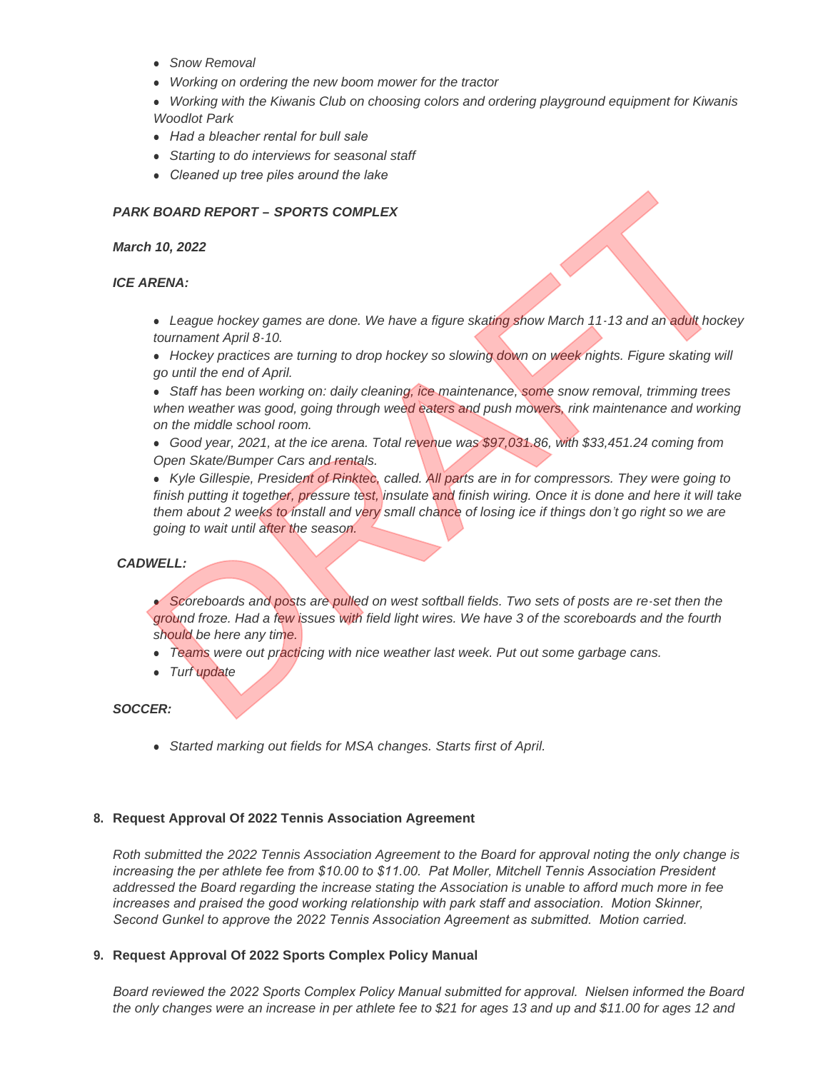- *Snow Removal*
- *Working on ordering the new boom mower for the tractor*
- *Working with the Kiwanis Club on choosing colors and ordering playground equipment for Kiwanis Woodlot Park*
- *Had a bleacher rental for bull sale*
- *Starting to do interviews for seasonal staff*
- *Cleaned up tree piles around the lake*

***PARK BOARD REPORT – SPORTS COMPLEX***

***March 10, 2022***

***ICE ARENA:***

- *League hockey games are done. We have a figure skating show March 11-13 and an adult hockey tournament April 8-10.*
- *Hockey practices are turning to drop hockey so slowing down on week nights. Figure skating will go until the end of April.*
- *Staff has been working on: daily cleaning, ice maintenance, some snow removal, trimming trees when weather was good, going through weed eaters and push mowers, rink maintenance and working on the middle school room.*
- *Good year, 2021, at the ice arena. Total revenue was $97,031.86, with $33,451.24 coming from Open Skate/Bumper Cars and rentals.*
- *Kyle Gillespie, President of Rinktec, called. All parts are in for compressors. They were going to finish putting it together, pressure test, insulate and finish wiring. Once it is done and here it will take them about 2 weeks to install and very small chance of losing ice if things don't go right so we are going to wait until after the season.*

***CADWELL:***

- *Scoreboards and posts are pulled on west softball fields. Two sets of posts are re-set then the ground froze. Had a few issues with field light wires. We have 3 of the scoreboards and the fourth should be here any time.*
- *Teams were out practicing with nice weather last week. Put out some garbage cans.*
- *Turf update*

***SOCCER:***

- *Started marking out fields for MSA changes. Starts first of April.*

**8. Request Approval Of 2022 Tennis Association Agreement**

*Roth submitted the 2022 Tennis Association Agreement to the Board for approval noting the only change is increasing the per athlete fee from $10.00 to $11.00. Pat Moller, Mitchell Tennis Association President addressed the Board regarding the increase stating the Association is unable to afford much more in fee increases and praised the good working relationship with park staff and association. Motion Skinner, Second Gunkel to approve the 2022 Tennis Association Agreement as submitted. Motion carried.*

**9. Request Approval Of 2022 Sports Complex Policy Manual**

*Board reviewed the 2022 Sports Complex Policy Manual submitted for approval. Nielsen informed the Board the only changes were an increase in per athlete fee to $21 for ages 13 and up and $11.00 for ages 12 and*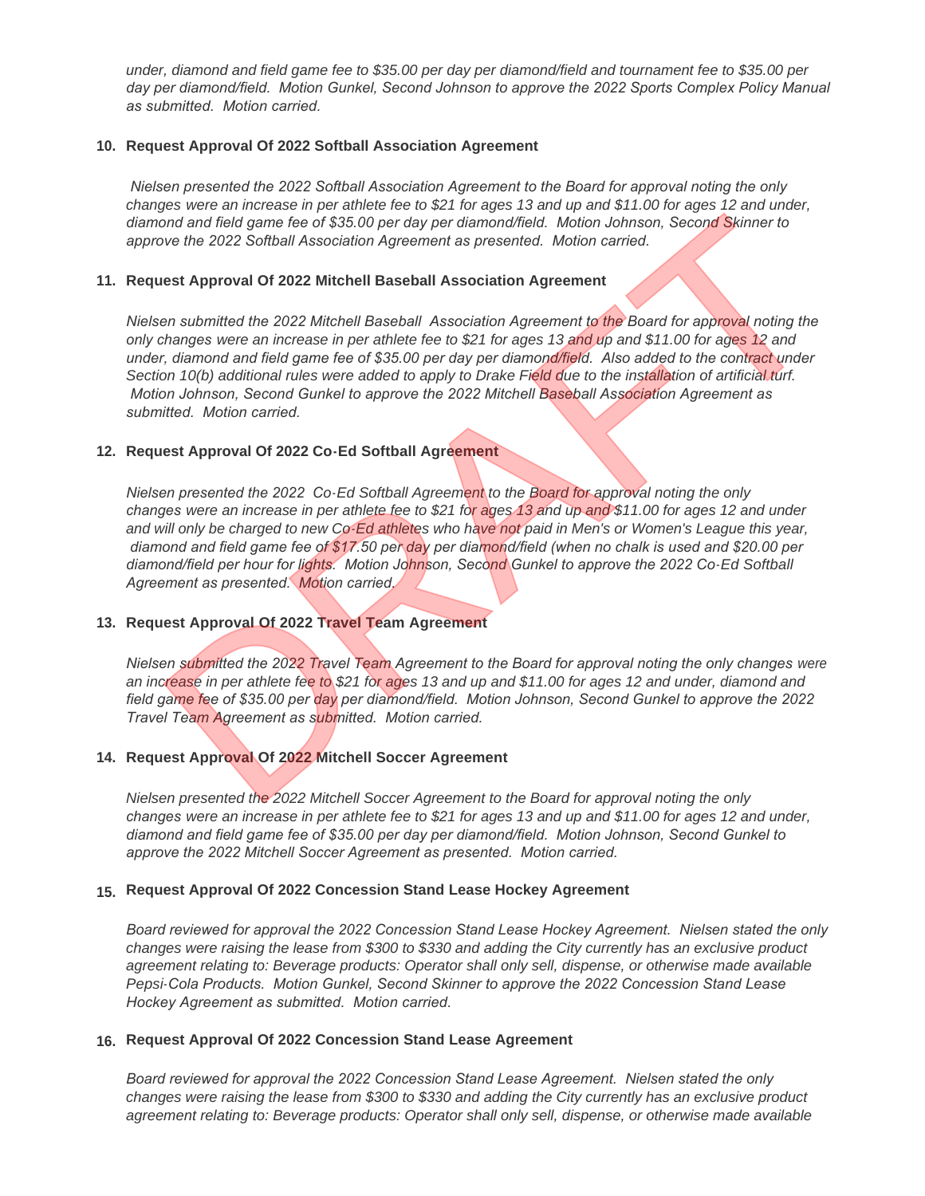*under, diamond and field game fee to $35.00 per day per diamond/field and tournament fee to $35.00 per day per diamond/field. Motion Gunkel, Second Johnson to approve the 2022 Sports Complex Policy Manual as submitted. Motion carried.*

**10. Request Approval Of 2022 Softball Association Agreement**

*Nielsen presented the 2022 Softball Association Agreement to the Board for approval noting the only changes were an increase in per athlete fee to $21 for ages 13 and up and $11.00 for ages 12 and under, diamond and field game fee of $35.00 per day per diamond/field. Motion Johnson, Second Skinner to approve the 2022 Softball Association Agreement as presented. Motion carried.*

**11. Request Approval Of 2022 Mitchell Baseball Association Agreement**

*Nielsen submitted the 2022 Mitchell Baseball Association Agreement to the Board for approval noting the only changes were an increase in per athlete fee to $21 for ages 13 and up and $11.00 for ages 12 and under, diamond and field game fee of $35.00 per day per diamond/field. Also added to the contract under Section 10(b) additional rules were added to apply to Drake Field due to the installation of artificial turf. Motion Johnson, Second Gunkel to approve the 2022 Mitchell Baseball Association Agreement as submitted. Motion carried.*

**12. Request Approval Of 2022 Co-Ed Softball Agreement**

*Nielsen presented the 2022 Co-Ed Softball Agreement to the Board for approval noting the only changes were an increase in per athlete fee to $21 for ages 13 and up and $11.00 for ages 12 and under and will only be charged to new Co-Ed athletes who have not paid in Men's or Women's League this year, diamond and field game fee of $17.50 per day per diamond/field (when no chalk is used and $20.00 per diamond/field per hour for lights. Motion Johnson, Second Gunkel to approve the 2022 Co-Ed Softball Agreement as presented. Motion carried.*

**13. Request Approval Of 2022 Travel Team Agreement**

*Nielsen submitted the 2022 Travel Team Agreement to the Board for approval noting the only changes were an increase in per athlete fee to $21 for ages 13 and up and $11.00 for ages 12 and under, diamond and field game fee of $35.00 per day per diamond/field. Motion Johnson, Second Gunkel to approve the 2022 Travel Team Agreement as submitted. Motion carried.*

**14. Request Approval Of 2022 Mitchell Soccer Agreement**

*Nielsen presented the 2022 Mitchell Soccer Agreement to the Board for approval noting the only changes were an increase in per athlete fee to $21 for ages 13 and up and $11.00 for ages 12 and under, diamond and field game fee of $35.00 per day per diamond/field. Motion Johnson, Second Gunkel to approve the 2022 Mitchell Soccer Agreement as presented. Motion carried.*

**15. Request Approval Of 2022 Concession Stand Lease Hockey Agreement**

*Board reviewed for approval the 2022 Concession Stand Lease Hockey Agreement. Nielsen stated the only changes were raising the lease from $300 to $330 and adding the City currently has an exclusive product agreement relating to: Beverage products: Operator shall only sell, dispense, or otherwise made available Pepsi-Cola Products. Motion Gunkel, Second Skinner to approve the 2022 Concession Stand Lease Hockey Agreement as submitted. Motion carried.*

**16. Request Approval Of 2022 Concession Stand Lease Agreement**

*Board reviewed for approval the 2022 Concession Stand Lease Agreement. Nielsen stated the only changes were raising the lease from $300 to $330 and adding the City currently has an exclusive product agreement relating to: Beverage products: Operator shall only sell, dispense, or otherwise made available*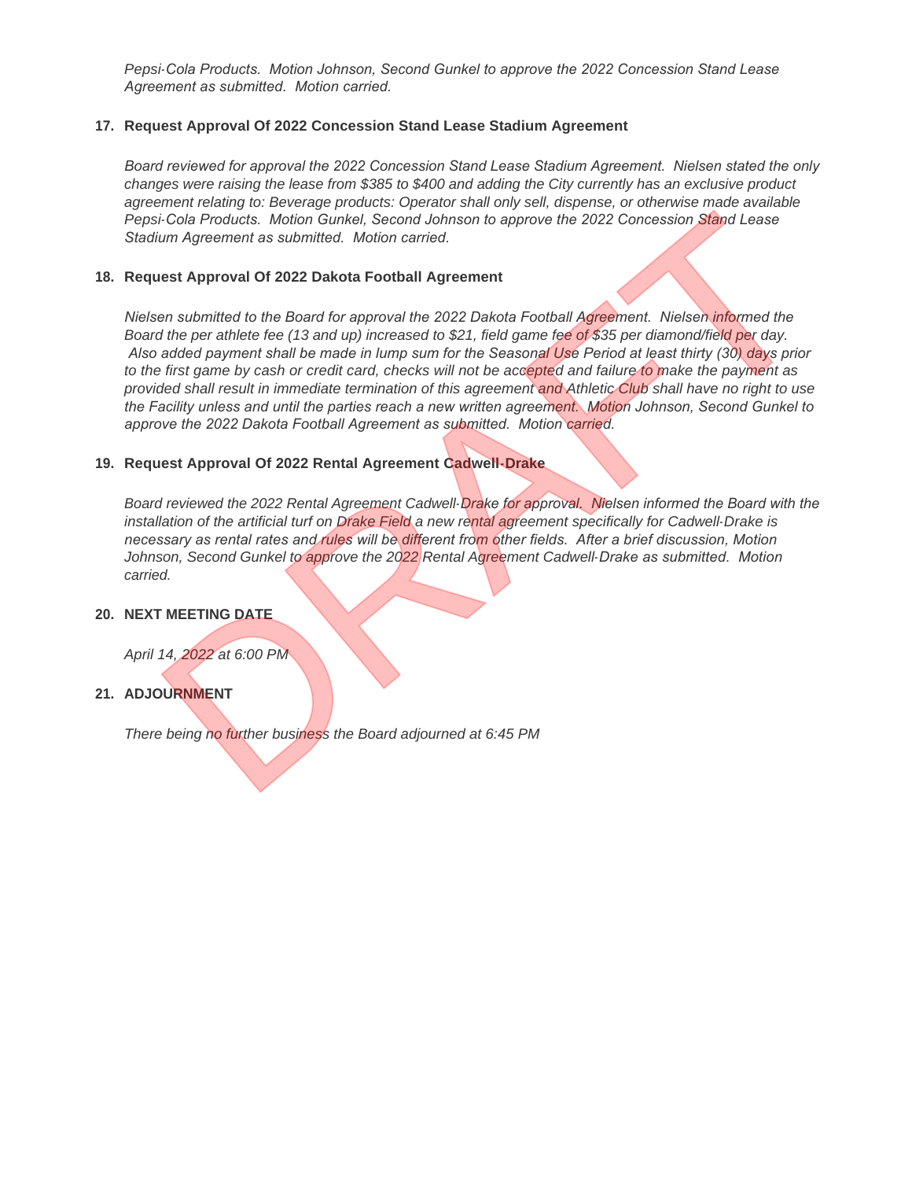*Pepsi-Cola Products. Motion Johnson, Second Gunkel to approve the 2022 Concession Stand Lease Agreement as submitted. Motion carried.*

**17. Request Approval Of 2022 Concession Stand Lease Stadium Agreement**

*Board reviewed for approval the 2022 Concession Stand Lease Stadium Agreement. Nielsen stated the only changes were raising the lease from $385 to $400 and adding the City currently has an exclusive product agreement relating to: Beverage products: Operator shall only sell, dispense, or otherwise made available Pepsi-Cola Products. Motion Gunkel, Second Johnson to approve the 2022 Concession Stand Lease Stadium Agreement as submitted. Motion carried.*

**18. Request Approval Of 2022 Dakota Football Agreement**

*Nielsen submitted to the Board for approval the 2022 Dakota Football Agreement. Nielsen informed the Board the per athlete fee (13 and up) increased to $21, field game fee of $35 per diamond/field per day. Also added payment shall be made in lump sum for the Seasonal Use Period at least thirty (30) days prior to the first game by cash or credit card, checks will not be accepted and failure to make the payment as provided shall result in immediate termination of this agreement and Athletic Club shall have no right to use the Facility unless and until the parties reach a new written agreement. Motion Johnson, Second Gunkel to approve the 2022 Dakota Football Agreement as submitted. Motion carried.*

**19. Request Approval Of 2022 Rental Agreement Cadwell-Drake**

*Board reviewed the 2022 Rental Agreement Cadwell-Drake for approval. Nielsen informed the Board with the installation of the artificial turf on Drake Field a new rental agreement specifically for Cadwell-Drake is necessary as rental rates and rules will be different from other fields. After a brief discussion, Motion Johnson, Second Gunkel to approve the 2022 Rental Agreement Cadwell-Drake as submitted. Motion carried.*

**20. NEXT MEETING DATE**

*April 14, 2022 at 6:00 PM*

**21. ADJOURNMENT**

*There being no further business the Board adjourned at 6:45 PM*